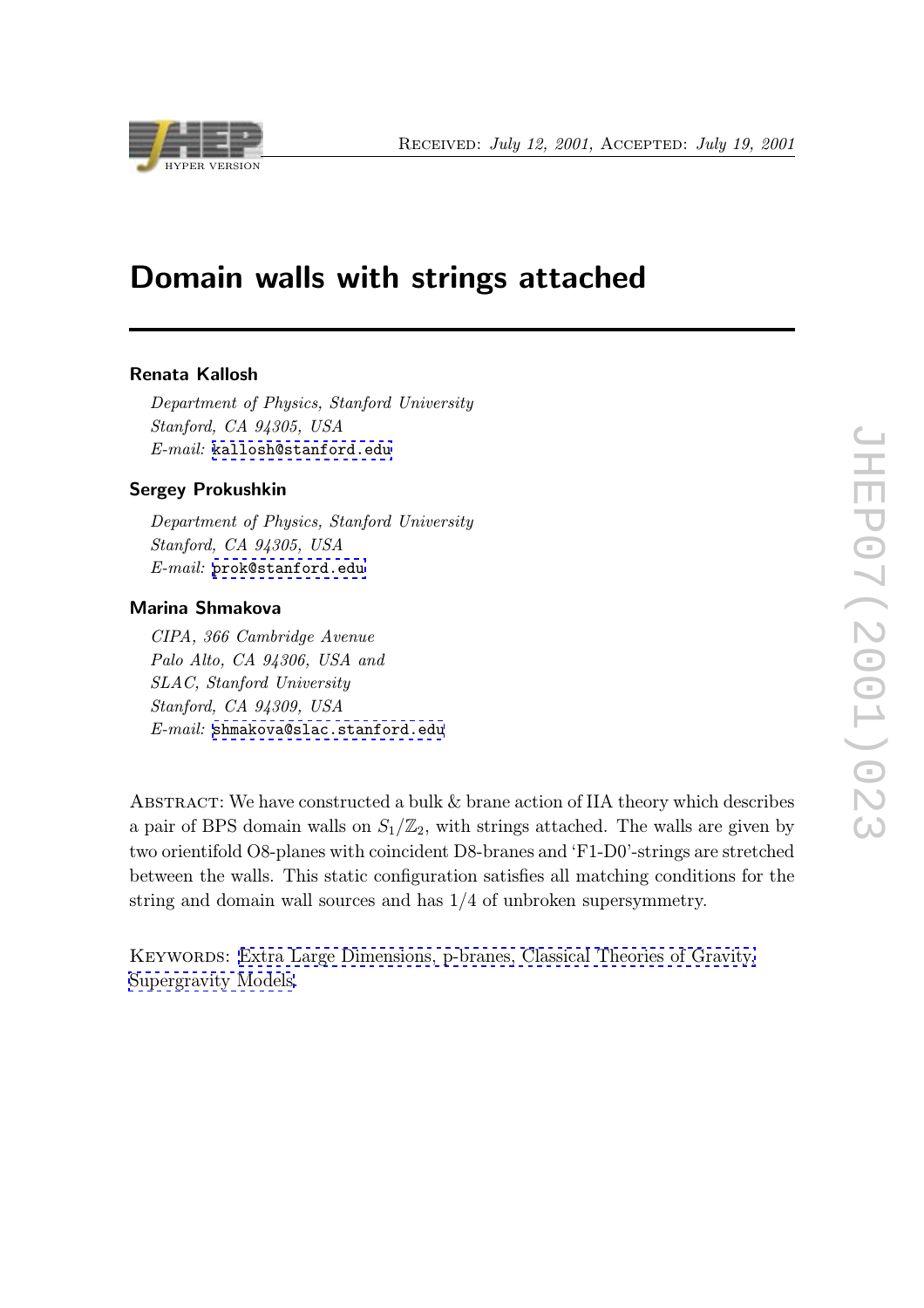# Domain walls with strings attached

**Renata Kallosh**

*Department of Physics, Stanford University*
*Stanford, CA 94305, USA*
*E-mail:* kallosh@stanford.edu

**Sergey Prokushkin**

*Department of Physics, Stanford University*
*Stanford, CA 94305, USA*
*E-mail:* prok@stanford.edu

**Marina Shmakova**

*CIPA, 366 Cambridge Avenue*
*Palo Alto, CA 94306, USA and*
*SLAC, Stanford University*
*Stanford, CA 94309, USA*
*E-mail:* shmakova@slac.stanford.edu

Abstract: We have constructed a bulk & brane action of IIA theory which describes a pair of BPS domain walls on $S_1/\mathbb{Z}_2$, with strings attached. The walls are given by two orientifold O8-planes with coincident D8-branes and 'F1-D0'-strings are stretched between the walls. This static configuration satisfies all matching conditions for the string and domain wall sources and has $1/4$ of unbroken supersymmetry.

Keywords: Extra Large Dimensions, p-branes, Classical Theories of Gravity, Supergravity Models.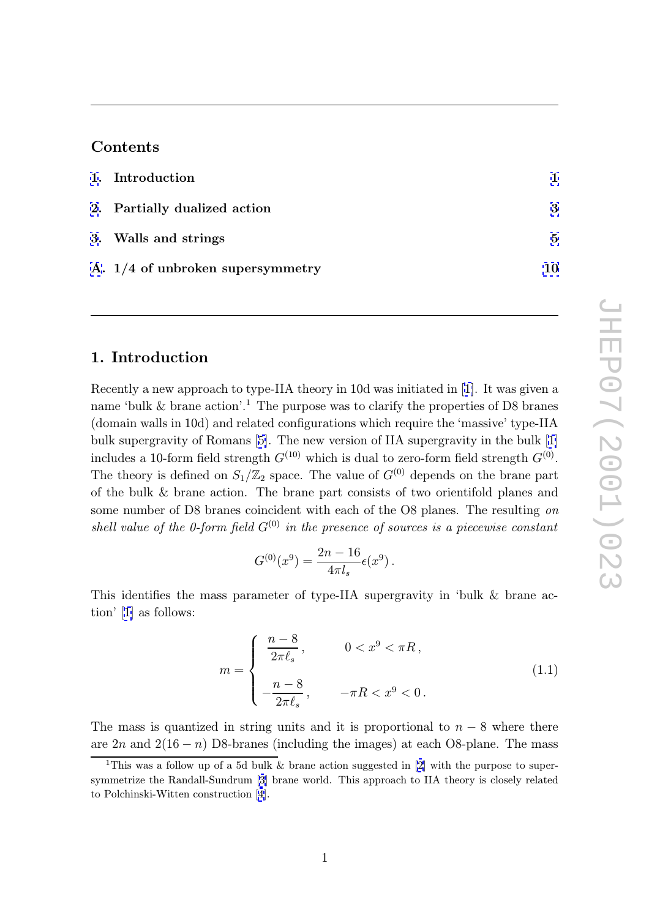## Contents

1. Introduction 1
2. Partially dualized action 3
3. Walls and strings 5
A. 1/4 of unbroken supersymmetry 10

# 1. Introduction

Recently a new approach to type-IIA theory in 10d was initiated in [1]. It was given a name 'bulk & brane action'.[1] The purpose was to clarify the properties of D8 branes (domain walls in 10d) and related configurations which require the 'massive' type-IIA bulk supergravity of Romans [5]. The new version of IIA supergravity in the bulk [1] includes a 10-form field strength $G^{(10)}$ which is dual to zero-form field strength $G^{(0)}$. The theory is defined on $S_1/\mathbb{Z}_2$ space. The value of $G^{(0)}$ depends on the brane part of the bulk & brane action. The brane part consists of two orientifold planes and some number of D8 branes coincident with each of the O8 planes. The resulting *on shell value of the 0-form field $G^{(0)}$ in the presence of sources is a piecewise constant*

$$G^{(0)}(x^9) = \frac{2n-16}{4\pi l_s}\epsilon(x^9)\,.$$

This identifies the mass parameter of type-IIA supergravity in 'bulk & brane action' [1] as follows:

$$m = \begin{cases} \dfrac{n-8}{2\pi\ell_s}\,, & 0 < x^9 < \pi R\,, \\[2ex] -\dfrac{n-8}{2\pi\ell_s}\,, & -\pi R < x^9 < 0\,. \end{cases} \tag{1.1}$$

The mass is quantized in string units and it is proportional to $n-8$ where there are $2n$ and $2(16-n)$ D8-branes (including the images) at each O8-plane. The mass

[1] This was a follow up of a 5d bulk & brane action suggested in [2] with the purpose to supersymmetrize the Randall-Sundrum [3] brane world. This approach to IIA theory is closely related to Polchinski-Witten construction [4].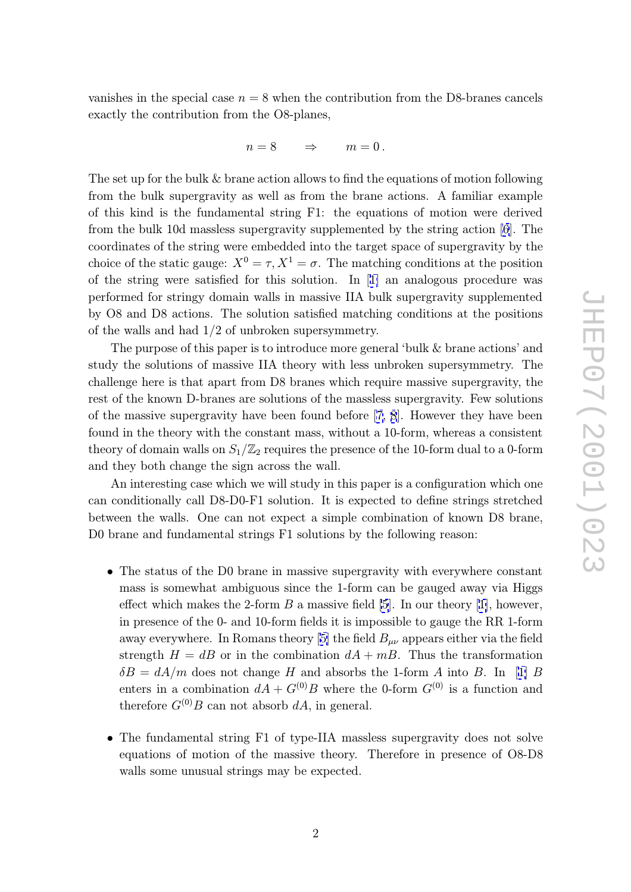vanishes in the special case $n = 8$ when the contribution from the D8-branes cancels exactly the contribution from the O8-planes,

$$n = 8 \qquad \Rightarrow \qquad m = 0 \, .$$

The set up for the bulk & brane action allows to find the equations of motion following from the bulk supergravity as well as from the brane actions. A familiar example of this kind is the fundamental string F1: the equations of motion were derived from the bulk 10d massless supergravity supplemented by the string action [6]. The coordinates of the string were embedded into the target space of supergravity by the choice of the static gauge: $X^0 = \tau, X^1 = \sigma$. The matching conditions at the position of the string were satisfied for this solution. In [1] an analogous procedure was performed for stringy domain walls in massive IIA bulk supergravity supplemented by O8 and D8 actions. The solution satisfied matching conditions at the positions of the walls and had $1/2$ of unbroken supersymmetry.

The purpose of this paper is to introduce more general 'bulk & brane actions' and study the solutions of massive IIA theory with less unbroken supersymmetry. The challenge here is that apart from D8 branes which require massive supergravity, the rest of the known D-branes are solutions of the massless supergravity. Few solutions of the massive supergravity have been found before [7, 8]. However they have been found in the theory with the constant mass, without a 10-form, whereas a consistent theory of domain walls on $S_1/\mathbb{Z}_2$ requires the presence of the 10-form dual to a 0-form and they both change the sign across the wall.

An interesting case which we will study in this paper is a configuration which one can conditionally call D8-D0-F1 solution. It is expected to define strings stretched between the walls. One can not expect a simple combination of known D8 brane, D0 brane and fundamental strings F1 solutions by the following reason:

- The status of the D0 brane in massive supergravity with everywhere constant mass is somewhat ambiguous since the 1-form can be gauged away via Higgs effect which makes the 2-form $B$ a massive field [5]. In our theory [1], however, in presence of the 0- and 10-form fields it is impossible to gauge the RR 1-form away everywhere. In Romans theory [5] the field $B_{\mu\nu}$ appears either via the field strength $H = dB$ or in the combination $dA + mB$. Thus the transformation $\delta B = dA/m$ does not change $H$ and absorbs the 1-form $A$ into $B$. In [1] $B$ enters in a combination $dA + G^{(0)}B$ where the 0-form $G^{(0)}$ is a function and therefore $G^{(0)}B$ can not absorb $dA$, in general.

- The fundamental string F1 of type-IIA massless supergravity does not solve equations of motion of the massive theory. Therefore in presence of O8-D8 walls some unusual strings may be expected.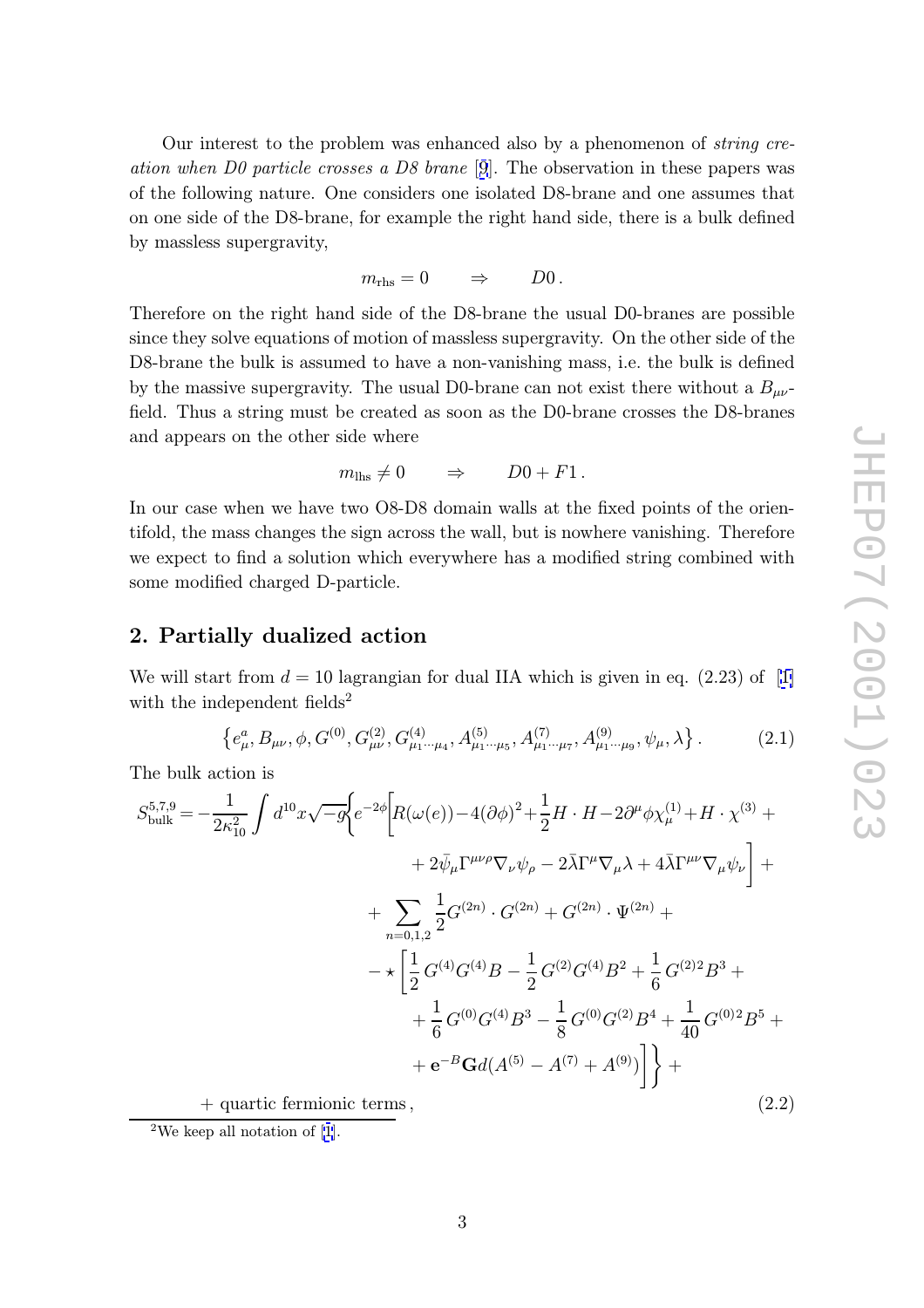Our interest to the problem was enhanced also by a phenomenon of *string creation when D0 particle crosses a D8 brane* [9]. The observation in these papers was of the following nature. One considers one isolated D8-brane and one assumes that on one side of the D8-brane, for example the right hand side, there is a bulk defined by massless supergravity,

$$m_{\rm rhs} = 0 \qquad \Rightarrow \qquad D0\,.$$

Therefore on the right hand side of the D8-brane the usual D0-branes are possible since they solve equations of motion of massless supergravity. On the other side of the D8-brane the bulk is assumed to have a non-vanishing mass, i.e. the bulk is defined by the massive supergravity. The usual D0-brane can not exist there without a $B_{\mu\nu}$-field. Thus a string must be created as soon as the D0-brane crosses the D8-branes and appears on the other side where

$$m_{\rm lhs} \neq 0 \qquad \Rightarrow \qquad D0 + F1\,.$$

In our case when we have two O8-D8 domain walls at the fixed points of the orientifold, the mass changes the sign across the wall, but is nowhere vanishing. Therefore we expect to find a solution which everywhere has a modified string combined with some modified charged D-particle.

## 2. Partially dualized action

We will start from $d = 10$ lagrangian for dual IIA which is given in eq. (2.23) of [1] with the independent fields[2]

$$\left\{e^a_\mu, B_{\mu\nu}, \phi, G^{(0)}, G^{(2)}_{\mu\nu}, G^{(4)}_{\mu_1\cdots\mu_4}, A^{(5)}_{\mu_1\cdots\mu_5}, A^{(7)}_{\mu_1\cdots\mu_7}, A^{(9)}_{\mu_1\cdots\mu_9}, \psi_\mu, \lambda\right\}. \tag{2.1}$$

The bulk action is

$$\begin{aligned}
S^{5,7,9}_{\rm bulk} = -\frac{1}{2\kappa^2_{10}} \int d^{10}x \sqrt{-g} \Bigg\{ & e^{-2\phi}\bigg[ R(\omega(e)) - 4(\partial\phi)^2 + \frac{1}{2} H\cdot H - 2\partial^\mu\phi\chi^{(1)}_\mu + H\cdot\chi^{(3)} + \\
& \qquad + 2\bar\psi_\mu\Gamma^{\mu\nu\rho}\nabla_\nu\psi_\rho - 2\bar\lambda\Gamma^\mu\nabla_\mu\lambda + 4\bar\lambda\Gamma^{\mu\nu}\nabla_\mu\psi_\nu \bigg] + \\
& + \sum_{n=0,1,2} \frac{1}{2} G^{(2n)}\cdot G^{(2n)} + G^{(2n)}\cdot\Psi^{(2n)} + \\
& - \star\bigg[ \frac{1}{2}\, G^{(4)}G^{(4)}B - \frac{1}{2}\, G^{(2)}G^{(4)}B^2 + \frac{1}{6}\, G^{(2)2}B^3 + \\
& \qquad + \frac{1}{6}\, G^{(0)}G^{(4)}B^3 - \frac{1}{8}\, G^{(0)}G^{(2)}B^4 + \frac{1}{40}\, G^{(0)2}B^5 + \\
& \qquad + \mathbf{e}^{-B}\mathbf{G} d(A^{(5)} - A^{(7)} + A^{(9)}) \bigg] \Bigg\} + \\
& + \text{quartic fermionic terms}\,,
\end{aligned} \tag{2.2}$$

[2] We keep all notation of [1].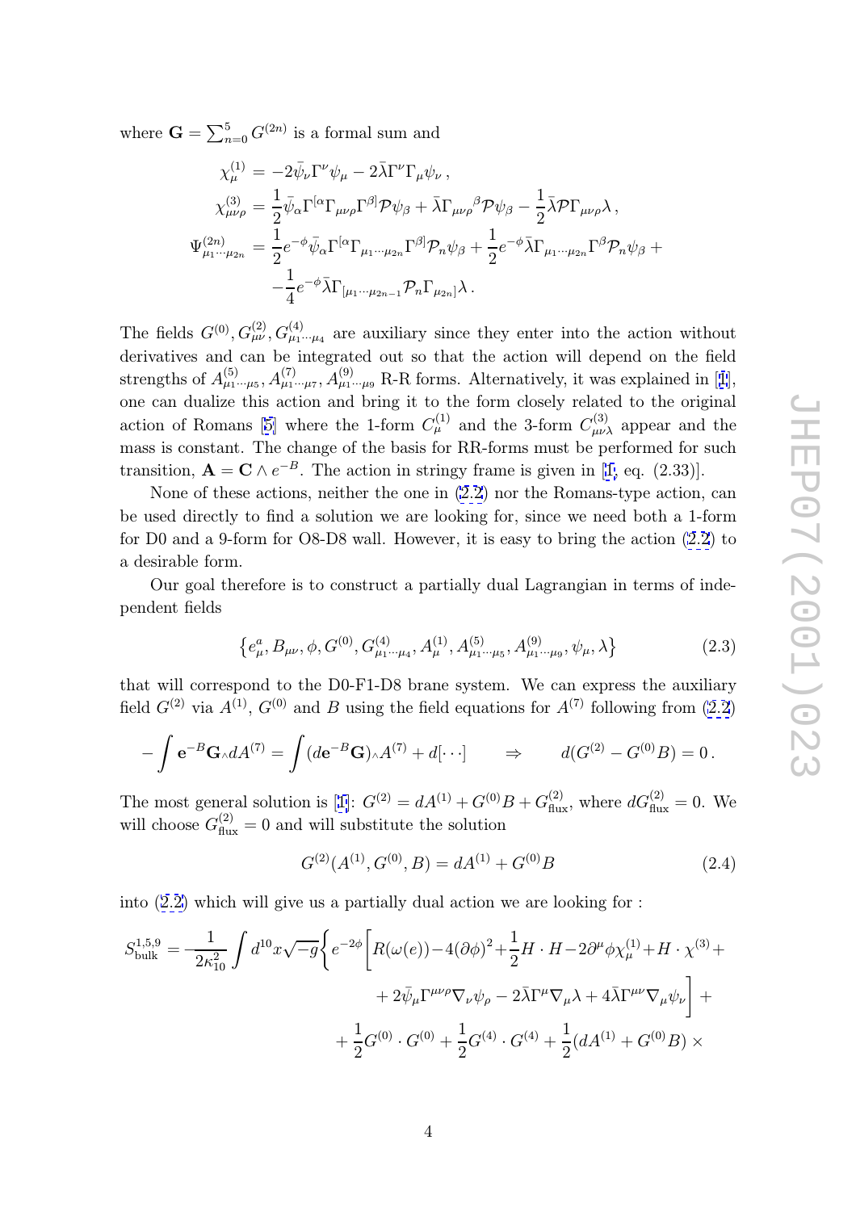where $\mathbf{G} = \sum_{n=0}^{5} G^{(2n)}$ is a formal sum and

$$
\begin{aligned}
\chi^{(1)}_\mu &= -2\bar\psi_\nu \Gamma^\nu \psi_\mu - 2\bar\lambda \Gamma^\nu \Gamma_\mu \psi_\nu\,,\\
\chi^{(3)}_{\mu\nu\rho} &= \frac{1}{2}\bar\psi_\alpha \Gamma^{[\alpha}\Gamma_{\mu\nu\rho}\Gamma^{\beta]}\mathcal{P}\psi_\beta + \bar\lambda \Gamma_{\mu\nu\rho}{}^{\beta}\mathcal{P}\psi_\beta - \frac{1}{2}\bar\lambda \mathcal{P}\Gamma_{\mu\nu\rho}\lambda\,,\\
\Psi^{(2n)}_{\mu_1\cdots\mu_{2n}} &= \frac{1}{2}e^{-\phi}\bar\psi_\alpha \Gamma^{[\alpha}\Gamma_{\mu_1\cdots\mu_{2n}}\Gamma^{\beta]}\mathcal{P}_n\psi_\beta + \frac{1}{2}e^{-\phi}\bar\lambda \Gamma_{\mu_1\cdots\mu_{2n}}\Gamma^\beta \mathcal{P}_n \psi_\beta +\\
&\quad -\frac{1}{4}e^{-\phi}\bar\lambda \Gamma_{[\mu_1\cdots\mu_{2n-1}}\mathcal{P}_n\Gamma_{\mu_{2n}]}\lambda\,.
\end{aligned}
$$

The fields $G^{(0)}, G^{(2)}_{\mu\nu}, G^{(4)}_{\mu_1\cdots\mu_4}$ are auxiliary since they enter into the action without derivatives and can be integrated out so that the action will depend on the field strengths of $A^{(5)}_{\mu_1\cdots\mu_5}, A^{(7)}_{\mu_1\cdots\mu_7}, A^{(9)}_{\mu_1\cdots\mu_9}$ R-R forms. Alternatively, it was explained in [1], one can dualize this action and bring it to the form closely related to the original action of Romans [5] where the 1-form $C^{(1)}_\mu$ and the 3-form $C^{(3)}_{\mu\nu\lambda}$ appear and the mass is constant. The change of the basis for RR-forms must be performed for such transition, $\mathbf{A} = \mathbf{C}\wedge e^{-B}$. The action in stringy frame is given in [1, eq. (2.33)].

None of these actions, neither the one in (2.2) nor the Romans-type action, can be used directly to find a solution we are looking for, since we need both a 1-form for D0 and a 9-form for O8-D8 wall. However, it is easy to bring the action (2.2) to a desirable form.

Our goal therefore is to construct a partially dual Lagrangian in terms of independent fields

$$
\left\{e^a_\mu, B_{\mu\nu}, \phi, G^{(0)}, G^{(4)}_{\mu_1\cdots\mu_4}, A^{(1)}_\mu, A^{(5)}_{\mu_1\cdots\mu_5}, A^{(9)}_{\mu_1\cdots\mu_9}, \psi_\mu, \lambda\right\} \tag{2.3}
$$

that will correspond to the D0-F1-D8 brane system. We can express the auxiliary field $G^{(2)}$ via $A^{(1)}$, $G^{(0)}$ and $B$ using the field equations for $A^{(7)}$ following from (2.2)

$$
-\int \mathbf{e}^{-B}\mathbf{G}{\scriptstyle\wedge} dA^{(7)} = \int (d\mathbf{e}^{-B}\mathbf{G}){\scriptstyle\wedge} A^{(7)} + d[\cdots] \qquad \Rightarrow \qquad d(G^{(2)} - G^{(0)}B) = 0\,.
$$

The most general solution is [1]: $G^{(2)} = dA^{(1)} + G^{(0)}B + G^{(2)}_{\text{flux}}$, where $dG^{(2)}_{\text{flux}} = 0$. We will choose $G^{(2)}_{\text{flux}} = 0$ and will substitute the solution

$$
G^{(2)}(A^{(1)}, G^{(0)}, B) = dA^{(1)} + G^{(0)}B \tag{2.4}
$$

into (2.2) which will give us a partially dual action we are looking for :

$$
\begin{aligned}
S^{1,5,9}_{\text{bulk}} = -\frac{1}{2\kappa^2_{10}}\int d^{10}x\sqrt{-g}\Bigg\{ & e^{-2\phi}\Big[R(\omega(e)) - 4(\partial\phi)^2 + \frac{1}{2}H\cdot H - 2\partial^\mu\phi\chi^{(1)}_\mu + H\cdot\chi^{(3)} +\\
& + 2\bar\psi_\mu\Gamma^{\mu\nu\rho}\nabla_\nu\psi_\rho - 2\bar\lambda\Gamma^\mu\nabla_\mu\lambda + 4\bar\lambda\Gamma^{\mu\nu}\nabla_\mu\psi_\nu\Big] +\\
& + \frac{1}{2}G^{(0)}\cdot G^{(0)} + \frac{1}{2}G^{(4)}\cdot G^{(4)} + \frac{1}{2}(dA^{(1)} + G^{(0)}B)\times
\end{aligned}
$$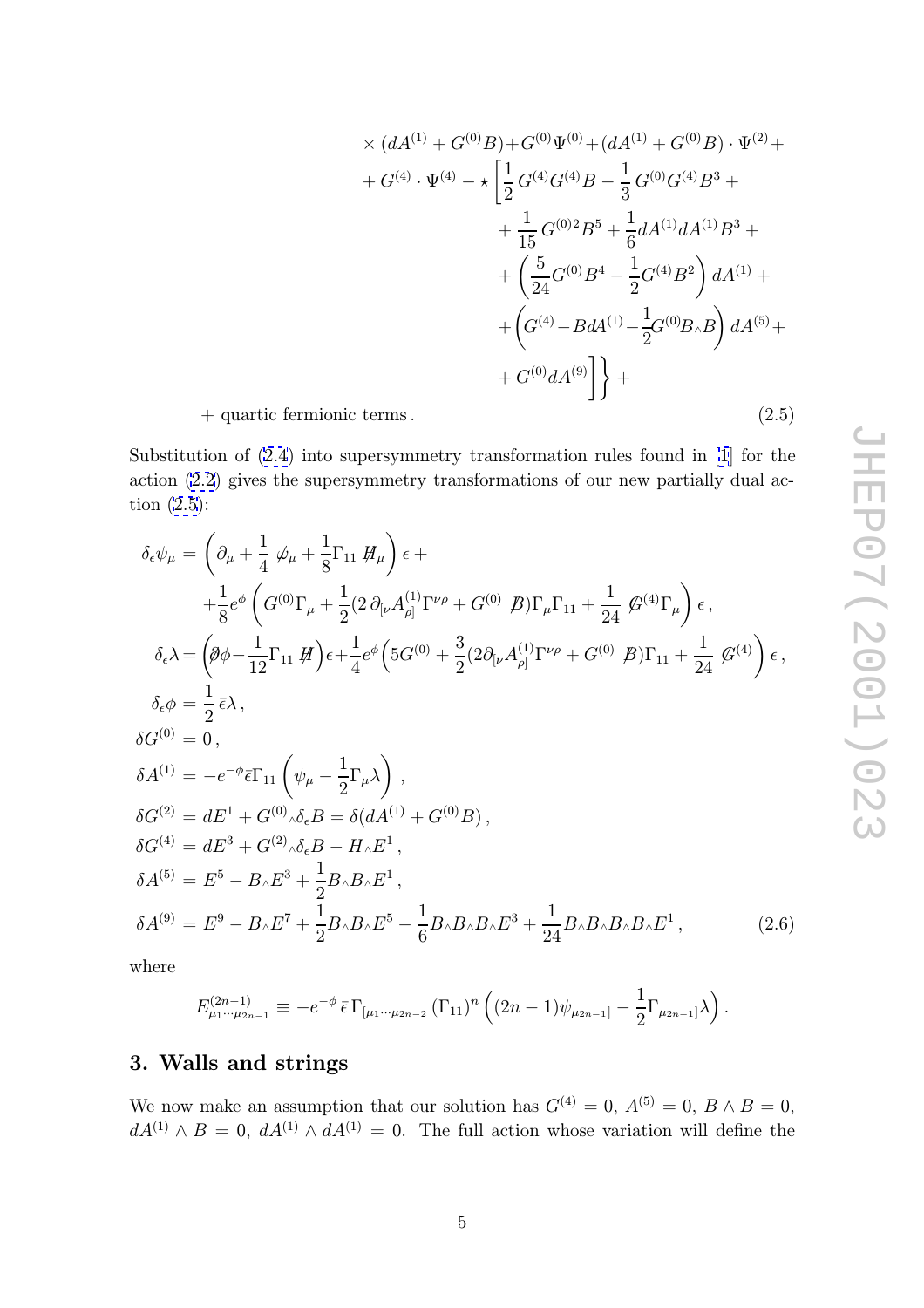$$
\begin{aligned}
&\times (dA^{(1)} + G^{(0)}B) + G^{(0)}\Psi^{(0)} + (dA^{(1)} + G^{(0)}B)\cdot \Psi^{(2)} + \\
&+ G^{(4)}\cdot \Psi^{(4)} - \star\Bigg[\frac{1}{2}\,G^{(4)}G^{(4)}B - \frac{1}{3}\,G^{(0)}G^{(4)}B^3 + \\
&\qquad + \frac{1}{15}\,G^{(0)2}B^5 + \frac{1}{6}dA^{(1)}dA^{(1)}B^3 + \\
&\qquad + \left(\frac{5}{24}G^{(0)}B^4 - \frac{1}{2}G^{(4)}B^2\right)dA^{(1)} + \\
&\qquad + \left(G^{(4)} - BdA^{(1)} - \frac{1}{2}G^{(0)}B{\wedge}B\right)dA^{(5)} + \\
&\qquad + G^{(0)}dA^{(9)}\Bigg]\Bigg\} + \\
&+ \text{quartic fermionic terms}\,. 
\end{aligned}
\tag{2.5}
$$

Substitution of (2.4) into supersymmetry transformation rules found in [1] for the action (2.2) gives the supersymmetry transformations of our new partially dual action (2.5):

$$
\begin{aligned}
\delta_\epsilon \psi_\mu &= \left(\partial_\mu + \frac{1}{4}\,\not{\omega}_\mu + \frac{1}{8}\Gamma_{11}\,\not{H}_\mu\right)\epsilon + \\
&\quad + \frac{1}{8}e^{\phi}\left(G^{(0)}\Gamma_\mu + \frac{1}{2}(2\,\partial_{[\nu}A^{(1)}_{\rho]}\Gamma^{\nu\rho} + G^{(0)}\,\not{B})\Gamma_\mu\Gamma_{11} + \frac{1}{24}\,\not{G}^{(4)}\Gamma_\mu\right)\epsilon\,, \\
\delta_\epsilon \lambda &= \left(\not{\partial}\phi - \frac{1}{12}\Gamma_{11}\,\not{H}\right)\epsilon + \frac{1}{4}e^{\phi}\left(5G^{(0)} + \frac{3}{2}(2\partial_{[\nu}A^{(1)}_{\rho]}\Gamma^{\nu\rho} + G^{(0)}\,\not{B})\Gamma_{11} + \frac{1}{24}\,\not{G}^{(4)}\right)\epsilon\,, \\
\delta_\epsilon \phi &= \frac{1}{2}\,\bar{\epsilon}\lambda\,, \\
\delta G^{(0)} &= 0\,, \\
\delta A^{(1)} &= -e^{-\phi}\bar{\epsilon}\Gamma_{11}\left(\psi_\mu - \frac{1}{2}\Gamma_\mu\lambda\right)\,, \\
\delta G^{(2)} &= dE^1 + G^{(0)}{\wedge}\delta_\epsilon B = \delta(dA^{(1)} + G^{(0)}B)\,, \\
\delta G^{(4)} &= dE^3 + G^{(2)}{\wedge}\delta_\epsilon B - H{\wedge}E^1\,, \\
\delta A^{(5)} &= E^5 - B{\wedge}E^3 + \frac{1}{2}B{\wedge}B{\wedge}E^1\,, \\
\delta A^{(9)} &= E^9 - B{\wedge}E^7 + \frac{1}{2}B{\wedge}B{\wedge}E^5 - \frac{1}{6}B{\wedge}B{\wedge}B{\wedge}E^3 + \frac{1}{24}B{\wedge}B{\wedge}B{\wedge}B{\wedge}E^1\,,
\end{aligned}
\tag{2.6}
$$

where

$$
E^{(2n-1)}_{\mu_1\cdots\mu_{2n-1}} \equiv -e^{-\phi}\,\bar{\epsilon}\,\Gamma_{[\mu_1\cdots\mu_{2n-2}}\,(\Gamma_{11})^n\left((2n-1)\psi_{\mu_{2n-1}]} - \frac{1}{2}\Gamma_{\mu_{2n-1}]}\lambda\right).
$$

## 3. Walls and strings

We now make an assumption that our solution has $G^{(4)} = 0$, $A^{(5)} = 0$, $B\wedge B = 0$, $dA^{(1)}\wedge B = 0$, $dA^{(1)}\wedge dA^{(1)} = 0$. The full action whose variation will define the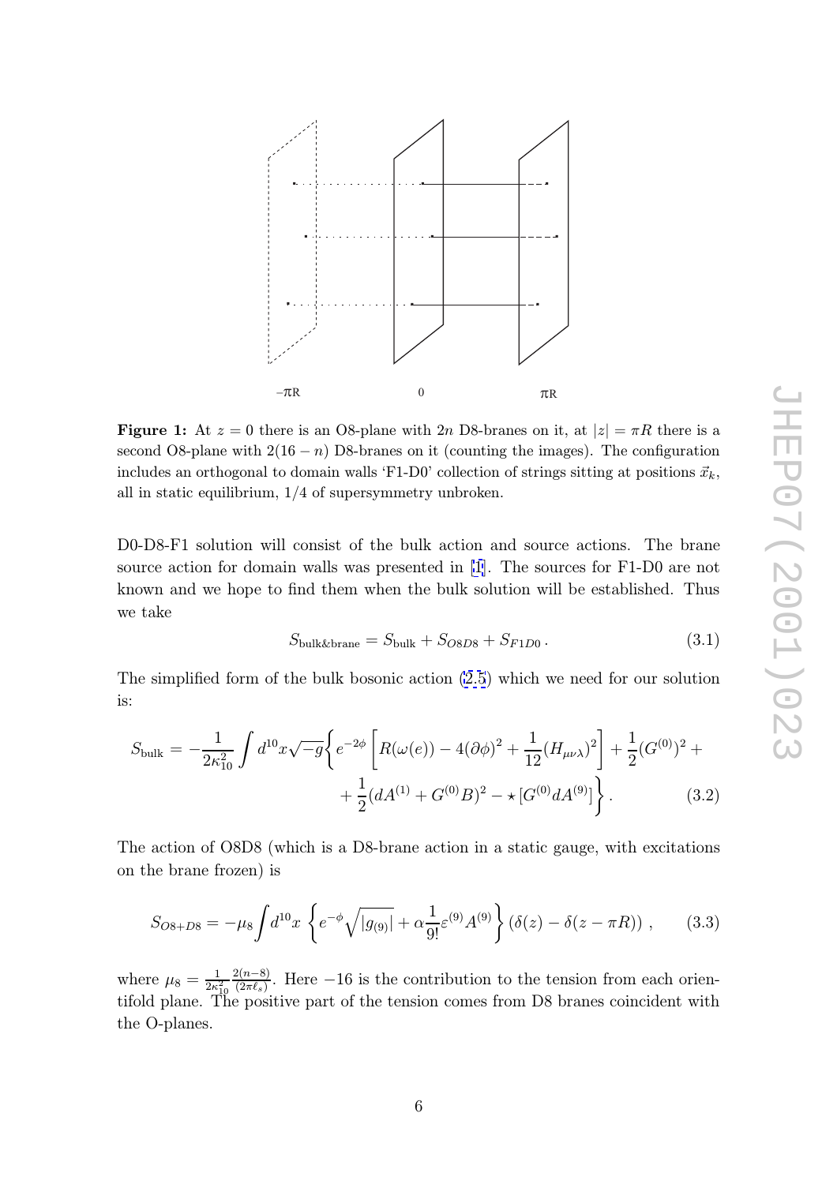**Figure 1:** At $z = 0$ there is an O8-plane with $2n$ D8-branes on it, at $|z| = \pi R$ there is a second O8-plane with $2(16 - n)$ D8-branes on it (counting the images). The configuration includes an orthogonal to domain walls 'F1-D0' collection of strings sitting at positions $\vec{x}_k$, all in static equilibrium, 1/4 of supersymmetry unbroken.

D0-D8-F1 solution will consist of the bulk action and source actions. The brane source action for domain walls was presented in [1]. The sources for F1-D0 are not known and we hope to find them when the bulk solution will be established. Thus we take

$$S_{\text{bulk\&brane}} = S_{\text{bulk}} + S_{O8D8} + S_{F1D0}\,. \tag{3.1}$$

The simplified form of the bulk bosonic action (2.5) which we need for our solution is:

$$\begin{aligned} S_{\text{bulk}} = -\frac{1}{2\kappa_{10}^2}\int d^{10}x\sqrt{-g}\bigg\{ & e^{-2\phi}\left[R(\omega(e)) - 4(\partial\phi)^2 + \frac{1}{12}(H_{\mu\nu\lambda})^2\right] + \frac{1}{2}(G^{(0)})^2 + \\ & + \frac{1}{2}(dA^{(1)} + G^{(0)}B)^2 - \star\left[G^{(0)}dA^{(9)}\right]\bigg\}\,. \end{aligned} \tag{3.2}$$

The action of O8D8 (which is a D8-brane action in a static gauge, with excitations on the brane frozen) is

$$S_{O8+D8} = -\mu_8 \int d^{10}x \left\{ e^{-\phi}\sqrt{|g_{(9)}|} + \alpha\frac{1}{9!}\varepsilon^{(9)}A^{(9)} \right\} \left(\delta(z) - \delta(z - \pi R)\right)\,, \tag{3.3}$$

where $\mu_8 = \frac{1}{2\kappa_{10}^2}\frac{2(n-8)}{(2\pi\ell_s)}$. Here $-16$ is the contribution to the tension from each orientifold plane. The positive part of the tension comes from D8 branes coincident with the O-planes.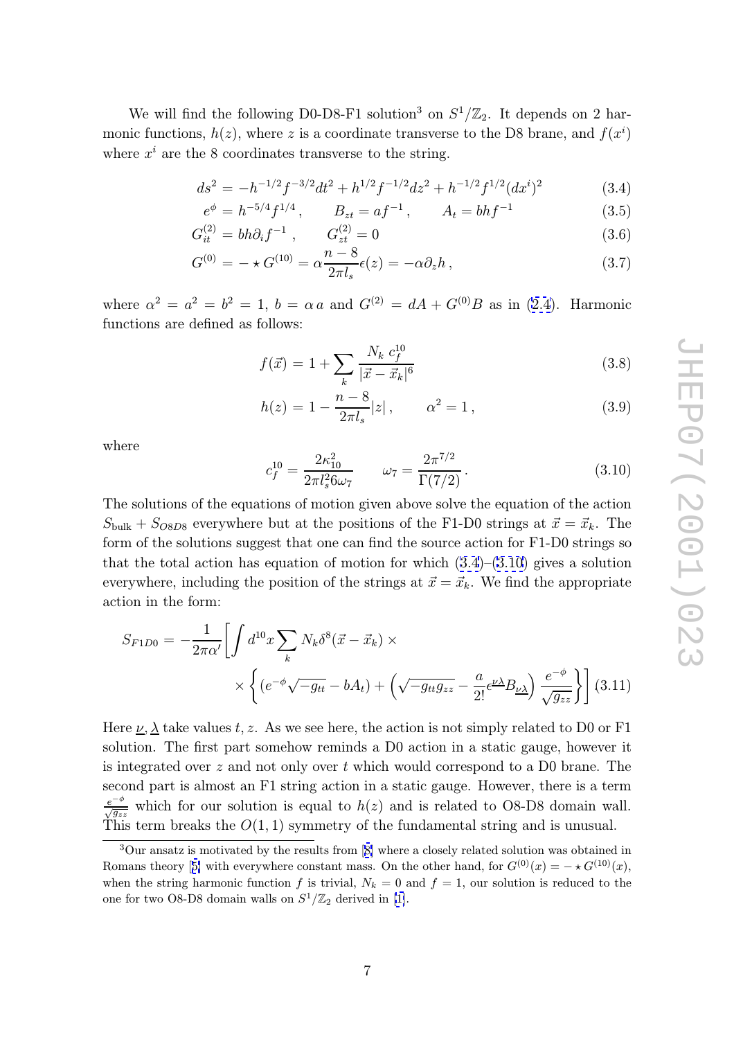We will find the following D0-D8-F1 solution[3] on $S^1/\mathbb{Z}_2$. It depends on 2 harmonic functions, $h(z)$, where $z$ is a coordinate transverse to the D8 brane, and $f(x^i)$ where $x^i$ are the 8 coordinates transverse to the string.

$$
\begin{aligned}
ds^2 &= -h^{-1/2} f^{-3/2} dt^2 + h^{1/2} f^{-1/2} dz^2 + h^{-1/2} f^{1/2} (dx^i)^2 &\quad (3.4)\\
e^{\phi} &= h^{-5/4} f^{1/4}\,, \qquad B_{zt} = a f^{-1}\,, \qquad A_t = b h f^{-1} &\quad (3.5)\\
G^{(2)}_{it} &= b h \partial_i f^{-1}\,, \qquad G^{(2)}_{zt} = 0 &\quad (3.6)\\
G^{(0)} &= -\star G^{(10)} = \alpha \frac{n-8}{2\pi l_s} \epsilon(z) = -\alpha \partial_z h\,, &\quad (3.7)
\end{aligned}
$$

where $\alpha^2 = a^2 = b^2 = 1$, $b = \alpha\, a$ and $G^{(2)} = dA + G^{(0)} B$ as in (2.4). Harmonic functions are defined as follows:

$$
f(\vec{x}) = 1 + \sum_k \frac{N_k\, c_f^{10}}{|\vec{x} - \vec{x}_k|^6} \tag{3.8}
$$

$$
h(z) = 1 - \frac{n-8}{2\pi l_s}|z|\,, \qquad \alpha^2 = 1\,, \tag{3.9}
$$

where

$$
c_f^{10} = \frac{2\kappa_{10}^2}{2\pi l_s^2 6\omega_7} \qquad \omega_7 = \frac{2\pi^{7/2}}{\Gamma(7/2)}\,. \tag{3.10}
$$

The solutions of the equations of motion given above solve the equation of the action $S_{\text{bulk}} + S_{O8D8}$ everywhere but at the positions of the F1-D0 strings at $\vec{x} = \vec{x}_k$. The form of the solutions suggest that one can find the source action for F1-D0 strings so that the total action has equation of motion for which (3.4)–(3.10) gives a solution everywhere, including the position of the strings at $\vec{x} = \vec{x}_k$. We find the appropriate action in the form:

$$
\begin{aligned}
S_{F1D0} = -\frac{1}{2\pi\alpha'} \Bigg[ \int d^{10}x \sum_k N_k \delta^8(\vec{x} - \vec{x}_k) \times \\
\times \left\{ \left(e^{-\phi}\sqrt{-g_{tt}} - b A_t\right) + \left( \sqrt{-g_{tt} g_{zz}} - \frac{a}{2!} \epsilon^{\underline{\nu\lambda}} B_{\underline{\nu\lambda}} \right) \frac{e^{-\phi}}{\sqrt{g_{zz}}} \right\} \Bigg]
\end{aligned} \tag{3.11}
$$

Here $\underline{\nu}, \underline{\lambda}$ take values $t, z$. As we see here, the action is not simply related to D0 or F1 solution. The first part somehow reminds a D0 action in a static gauge, however it is integrated over $z$ and not only over $t$ which would correspond to a D0 brane. The second part is almost an F1 string action in a static gauge. However, there is a term $\frac{e^{-\phi}}{\sqrt{g_{zz}}}$ which for our solution is equal to $h(z)$ and is related to O8-D8 domain wall. This term breaks the $O(1,1)$ symmetry of the fundamental string and is unusual.

---

[3] Our ansatz is motivated by the results from [8] where a closely related solution was obtained in Romans theory [5] with everywhere constant mass. On the other hand, for $G^{(0)}(x) = -\star G^{(10)}(x)$, when the string harmonic function $f$ is trivial, $N_k = 0$ and $f = 1$, our solution is reduced to the one for two O8-D8 domain walls on $S^1/\mathbb{Z}_2$ derived in [1].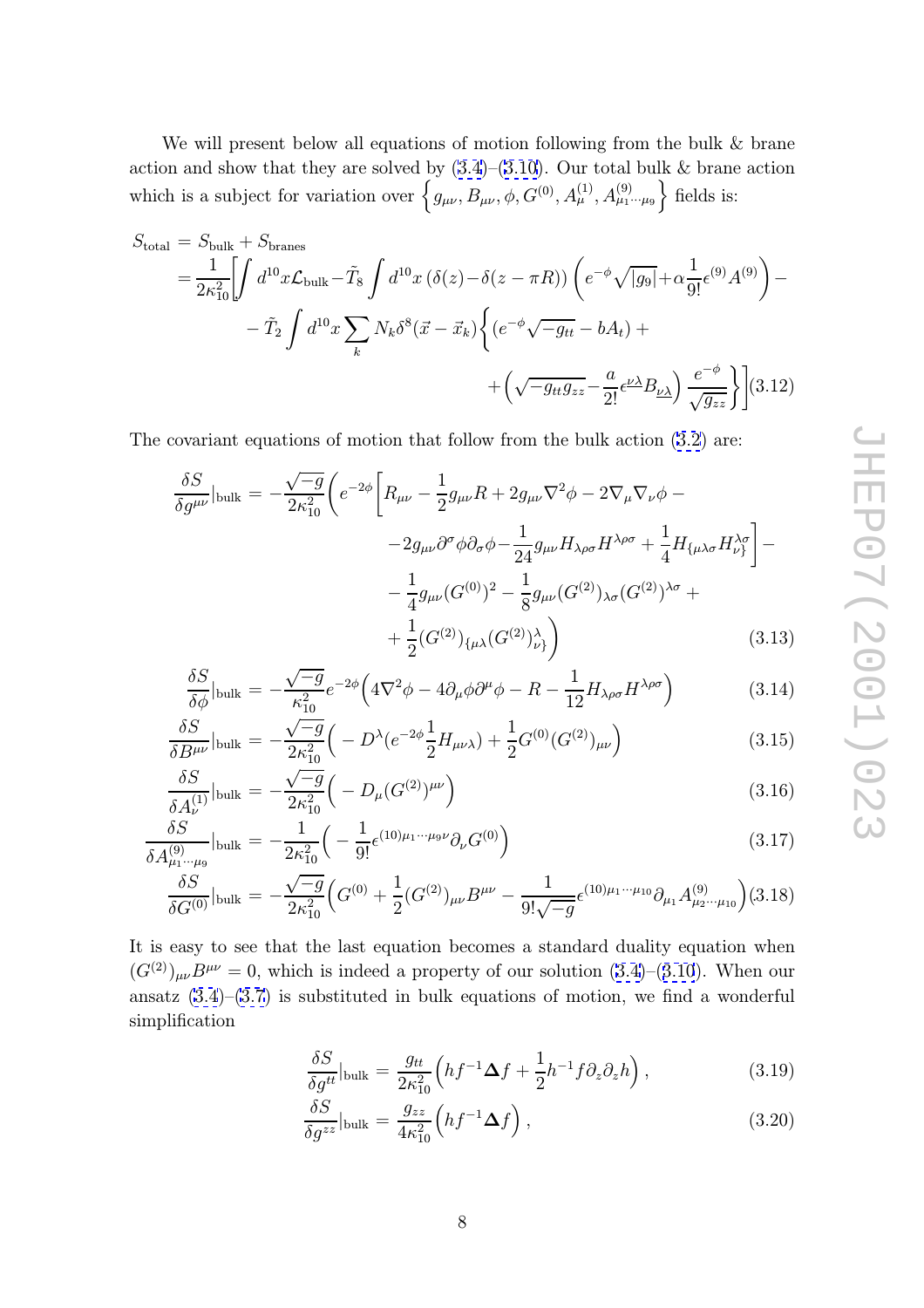We will present below all equations of motion following from the bulk & brane action and show that they are solved by (3.4)–(3.10). Our total bulk & brane action which is a subject for variation over $\left\{g_{\mu\nu}, B_{\mu\nu}, \phi, G^{(0)}, A^{(1)}_{\mu}, A^{(9)}_{\mu_1\cdots\mu_9}\right\}$ fields is:

$$
\begin{aligned}
S_{\rm total} &= S_{\rm bulk} + S_{\rm branes} \\
&= \frac{1}{2\kappa_{10}^2}\Bigg[\int d^{10}x\mathcal{L}_{\rm bulk} - \tilde{T}_8\int d^{10}x\left(\delta(z)-\delta(z-\pi R)\right)\left(e^{-\phi}\sqrt{|g_9|}+\alpha\frac{1}{9!}\epsilon^{(9)}A^{(9)}\right) - \\
&\quad - \tilde{T}_2\int d^{10}x\sum_k N_k\delta^8(\vec{x}-\vec{x}_k)\Bigg\{(e^{-\phi}\sqrt{-g_{tt}}-bA_t) + \\
&\quad + \left(\sqrt{-g_{tt}g_{zz}}-\frac{a}{2!}\epsilon^{\underline{\nu\lambda}}B_{\underline{\nu\lambda}}\right)\frac{e^{-\phi}}{\sqrt{g_{zz}}}\Bigg\}\Bigg]
\end{aligned} \tag{3.12}
$$

The covariant equations of motion that follow from the bulk action (3.2) are:

$$
\begin{aligned}
\frac{\delta S}{\delta g^{\mu\nu}}|_{\rm bulk} = -\frac{\sqrt{-g}}{2\kappa_{10}^2}\Bigg(& e^{-2\phi}\Bigg[R_{\mu\nu}-\frac{1}{2}g_{\mu\nu}R+2g_{\mu\nu}\nabla^2\phi-2\nabla_\mu\nabla_\nu\phi - \\
& -2g_{\mu\nu}\partial^\sigma\phi\partial_\sigma\phi-\frac{1}{24}g_{\mu\nu}H_{\lambda\rho\sigma}H^{\lambda\rho\sigma}+\frac{1}{4}H_{\{\mu\lambda\sigma}H^{\lambda\sigma}_{\nu\}}\Bigg] - \\
& -\frac{1}{4}g_{\mu\nu}(G^{(0)})^2-\frac{1}{8}g_{\mu\nu}(G^{(2)})_{\lambda\sigma}(G^{(2)})^{\lambda\sigma} + \\
& +\frac{1}{2}(G^{(2)})_{\{\mu\lambda}(G^{(2)})^{\lambda}_{\nu\}}\Bigg)
\end{aligned} \tag{3.13}
$$

$$
\frac{\delta S}{\delta\phi}|_{\rm bulk} = -\frac{\sqrt{-g}}{\kappa_{10}^2}e^{-2\phi}\Big(4\nabla^2\phi-4\partial_\mu\phi\partial^\mu\phi-R-\frac{1}{12}H_{\lambda\rho\sigma}H^{\lambda\rho\sigma}\Big) \tag{3.14}
$$

$$
\frac{\delta S}{\delta B^{\mu\nu}}|_{\rm bulk} = -\frac{\sqrt{-g}}{2\kappa_{10}^2}\Big(-D^\lambda(e^{-2\phi}\frac{1}{2}H_{\mu\nu\lambda})+\frac{1}{2}G^{(0)}(G^{(2)})_{\mu\nu}\Big) \tag{3.15}
$$

$$
\frac{\delta S}{\delta A^{(1)}_\nu}|_{\rm bulk} = -\frac{\sqrt{-g}}{2\kappa_{10}^2}\Big(-D_\mu(G^{(2)})^{\mu\nu}\Big) \tag{3.16}
$$

$$
\frac{\delta S}{\delta A^{(9)}_{\mu_1\cdots\mu_9}}|_{\rm bulk} = -\frac{1}{2\kappa_{10}^2}\Big(-\frac{1}{9!}\epsilon^{(10)\mu_1\cdots\mu_9\nu}\partial_\nu G^{(0)}\Big) \tag{3.17}
$$

$$
\frac{\delta S}{\delta G^{(0)}}|_{\rm bulk} = -\frac{\sqrt{-g}}{2\kappa_{10}^2}\Big(G^{(0)}+\frac{1}{2}(G^{(2)})_{\mu\nu}B^{\mu\nu}-\frac{1}{9!\sqrt{-g}}\epsilon^{(10)\mu_1\cdots\mu_{10}}\partial_{\mu_1}A^{(9)}_{\mu_2\cdots\mu_{10}}\Big) \tag{3.18}
$$

It is easy to see that the last equation becomes a standard duality equation when $(G^{(2)})_{\mu\nu}B^{\mu\nu}=0$, which is indeed a property of our solution (3.4)–(3.10). When our ansatz (3.4)–(3.7) is substituted in bulk equations of motion, we find a wonderful simplification

$$
\frac{\delta S}{\delta g^{tt}}|_{\rm bulk} = \frac{g_{tt}}{2\kappa_{10}^2}\Big(hf^{-1}\mathbf{\Delta}f+\frac{1}{2}h^{-1}f\partial_z\partial_z h\Big), \tag{3.19}
$$

$$
\frac{\delta S}{\delta g^{zz}}|_{\rm bulk} = \frac{g_{zz}}{4\kappa_{10}^2}\Big(hf^{-1}\mathbf{\Delta}f\Big), \tag{3.20}
$$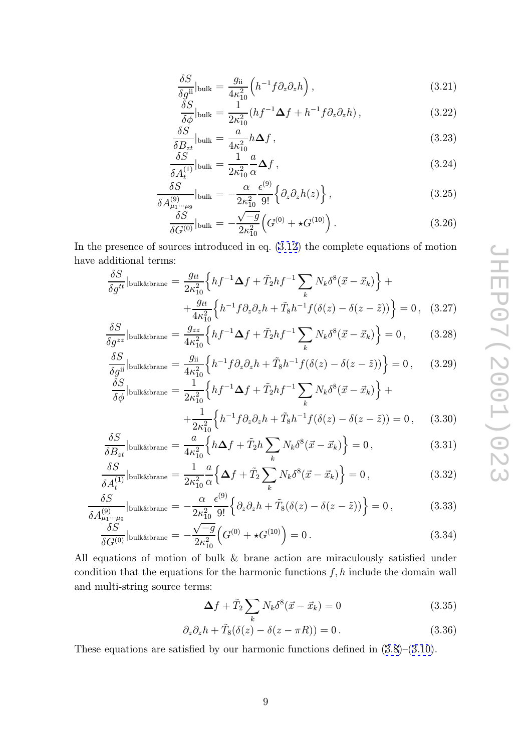$$\frac{\delta S}{\delta g^{\rm ii}}|_{\rm bulk} = \frac{g_{\rm ii}}{4\kappa_{10}^2}\Big(h^{-1}f\partial_z\partial_z h\Big)\,, \tag{3.21}$$

$$\frac{\delta S}{\delta \phi}|_{\rm bulk} = \frac{1}{2\kappa_{10}^2}(hf^{-1}\mathbf{\Delta}f + h^{-1}f\partial_z\partial_z h)\,, \tag{3.22}$$

$$\frac{\delta S}{\delta B_{zt}}|_{\rm bulk} = \frac{a}{4\kappa_{10}^2}h\mathbf{\Delta}f\,, \tag{3.23}$$

$$\frac{\delta S}{\delta A_t^{(1)}}|_{\rm bulk} = \frac{1}{2\kappa_{10}^2}\frac{a}{\alpha}\mathbf{\Delta}f\,, \tag{3.24}$$

$$\frac{\delta S}{\delta A^{(9)}_{\mu_1\cdots\mu_9}}|_{\rm bulk} = -\frac{\alpha}{2\kappa_{10}^2}\frac{\epsilon^{(9)}}{9!}\Big\{\partial_z\partial_z h(z)\Big\}\,, \tag{3.25}$$

$$\frac{\delta S}{\delta G^{(0)}}|_{\rm bulk} = -\frac{\sqrt{-g}}{2\kappa_{10}^2}\Big(G^{(0)} + \star G^{(10)}\Big)\,. \tag{3.26}$$

In the presence of sources introduced in eq. (3.12) the complete equations of motion have additional terms:

$$\frac{\delta S}{\delta g^{tt}}|_{\rm bulk\&brane} = \frac{g_{tt}}{2\kappa_{10}^2}\Big\{hf^{-1}\mathbf{\Delta}f + \tilde{T}_2 hf^{-1}\sum_k N_k\delta^8(\vec{x}-\vec{x}_k)\Big\} + \\ + \frac{g_{tt}}{4\kappa_{10}^2}\Big\{h^{-1}f\partial_z\partial_z h + \tilde{T}_8 h^{-1}f(\delta(z) - \delta(z-\tilde{z}))\Big\} = 0\,, \tag{3.27}$$

$$\frac{\delta S}{\delta g^{zz}}|_{\rm bulk\&brane} = \frac{g_{zz}}{4\kappa_{10}^2}\Big\{hf^{-1}\mathbf{\Delta}f + \tilde{T}_2 hf^{-1}\sum_k N_k\delta^8(\vec{x}-\vec{x}_k)\Big\} = 0\,, \tag{3.28}$$

$$\frac{\delta S}{\delta g^{\rm ii}}|_{\rm bulk\&brane} = \frac{g_{\rm ii}}{4\kappa_{10}^2}\Big\{h^{-1}f\partial_z\partial_z h + \tilde{T}_8 h^{-1}f(\delta(z) - \delta(z-\tilde{z}))\Big\} = 0\,, \tag{3.29}$$

$$\frac{\delta S}{\delta \phi}|_{\rm bulk\&brane} = \frac{1}{2\kappa_{10}^2}\Big\{hf^{-1}\mathbf{\Delta}f + \tilde{T}_2 hf^{-1}\sum_k N_k\delta^8(\vec{x}-\vec{x}_k)\Big\} + \\ + \frac{1}{2\kappa_{10}^2}\Big\{h^{-1}f\partial_z\partial_z h + \tilde{T}_8 h^{-1}f(\delta(z) - \delta(z-\tilde{z})) = 0\,, \tag{3.30}$$

$$\frac{\delta S}{\delta B_{zt}}|_{\rm bulk\&brane} = \frac{a}{4\kappa_{10}^2}\Big\{h\mathbf{\Delta}f + \tilde{T}_2 h\sum_k N_k\delta^8(\vec{x}-\vec{x}_k)\Big\} = 0\,, \tag{3.31}$$

$$\frac{\delta S}{\delta A_t^{(1)}}|_{\rm bulk\&brane} = \frac{1}{2\kappa_{10}^2}\frac{a}{\alpha}\Big\{\mathbf{\Delta}f + \tilde{T}_2\sum_k N_k\delta^8(\vec{x}-\vec{x}_k)\Big\} = 0\,, \tag{3.32}$$

$$\frac{\delta S}{\delta A^{(9)}_{\mu_1\cdots\mu_9}}|_{\rm bulk\&brane} = -\frac{\alpha}{2\kappa_{10}^2}\frac{\epsilon^{(9)}}{9!}\Big\{\partial_z\partial_z h + \tilde{T}_8(\delta(z) - \delta(z-\tilde{z}))\Big\} = 0\,, \tag{3.33}$$

$$\frac{\delta S}{\delta G^{(0)}}|_{\rm bulk\&brane} = -\frac{\sqrt{-g}}{2\kappa_{10}^2}\Big(G^{(0)} + \star G^{(10)}\Big) = 0\,. \tag{3.34}$$

All equations of motion of bulk & brane action are miraculously satisfied under condition that the equations for the harmonic functions $f, h$ include the domain wall and multi-string source terms:

$$\mathbf{\Delta}f + \tilde{T}_2\sum_k N_k\delta^8(\vec{x}-\vec{x}_k) = 0 \tag{3.35}$$

$$\partial_z\partial_z h + \tilde{T}_8(\delta(z) - \delta(z-\pi R)) = 0\,. \tag{3.36}$$

These equations are satisfied by our harmonic functions defined in (3.8)–(3.10).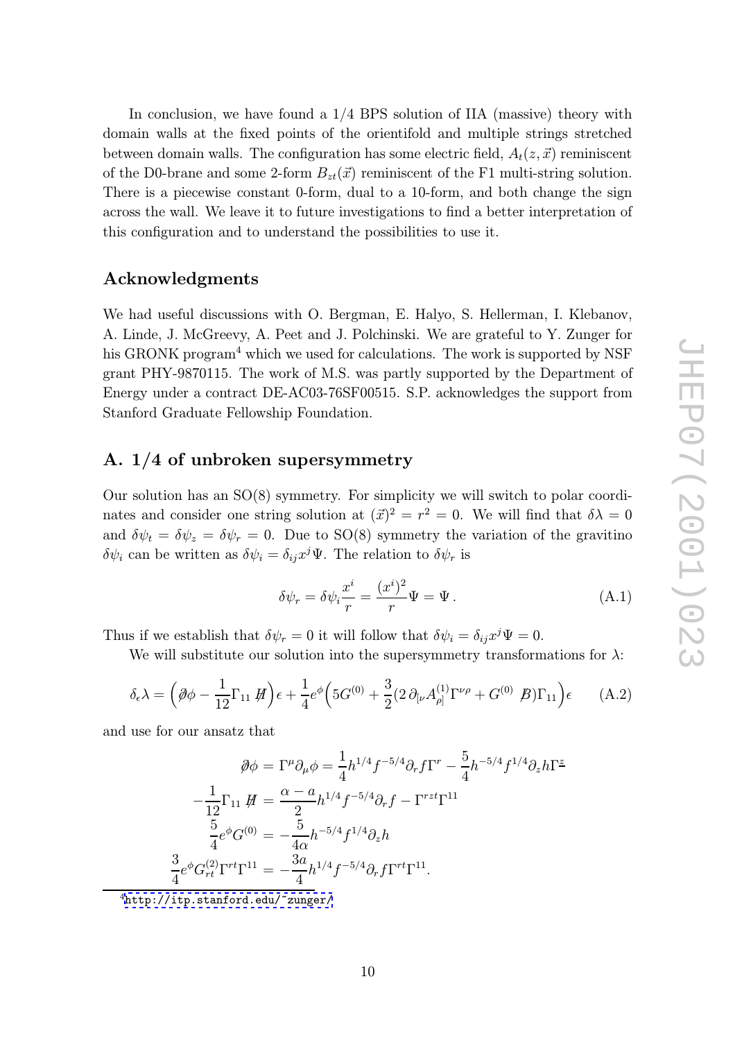In conclusion, we have found a 1/4 BPS solution of IIA (massive) theory with domain walls at the fixed points of the orientifold and multiple strings stretched between domain walls. The configuration has some electric field, $A_t(z, \vec{x})$ reminiscent of the D0-brane and some 2-form $B_{zt}(\vec{x})$ reminiscent of the F1 multi-string solution. There is a piecewise constant 0-form, dual to a 10-form, and both change the sign across the wall. We leave it to future investigations to find a better interpretation of this configuration and to understand the possibilities to use it.

## Acknowledgments

We had useful discussions with O. Bergman, E. Halyo, S. Hellerman, I. Klebanov, A. Linde, J. McGreevy, A. Peet and J. Polchinski. We are grateful to Y. Zunger for his GRONK program[4] which we used for calculations. The work is supported by NSF grant PHY-9870115. The work of M.S. was partly supported by the Department of Energy under a contract DE-AC03-76SF00515. S.P. acknowledges the support from Stanford Graduate Fellowship Foundation.

## A. 1/4 of unbroken supersymmetry

Our solution has an SO(8) symmetry. For simplicity we will switch to polar coordinates and consider one string solution at $(\vec{x})^2 = r^2 = 0$. We will find that $\delta\lambda = 0$ and $\delta\psi_t = \delta\psi_z = \delta\psi_r = 0$. Due to SO(8) symmetry the variation of the gravitino $\delta\psi_i$ can be written as $\delta\psi_i = \delta_{ij}x^j\Psi$. The relation to $\delta\psi_r$ is

$$\delta\psi_r = \delta\psi_i \frac{x^i}{r} = \frac{(x^i)^2}{r}\Psi = \Psi\,. \tag{A.1}$$

Thus if we establish that $\delta\psi_r = 0$ it will follow that $\delta\psi_i = \delta_{ij}x^j\Psi = 0$.

We will substitute our solution into the supersymmetry transformations for $\lambda$:

$$\delta_\epsilon\lambda = \Big(\partial\!\!\!/\phi - \frac{1}{12}\Gamma_{11}\, H\!\!\!\!/\Big)\epsilon + \frac{1}{4}e^{\phi}\Big(5G^{(0)} + \frac{3}{2}(2\,\partial_{[\nu}A^{(1)}_{\rho]}\Gamma^{\nu\rho} + G^{(0)}\, B\!\!\!/)\Gamma_{11}\Big)\epsilon \tag{A.2}$$

and use for our ansatz that

$$\begin{aligned}
\partial\!\!\!/\phi &= \Gamma^\mu\partial_\mu\phi = \frac{1}{4}h^{1/4}f^{-5/4}\partial_r f\Gamma^r - \frac{5}{4}h^{-5/4}f^{1/4}\partial_z h\Gamma^{\underline{z}}\\
-\frac{1}{12}\Gamma_{11}\, H\!\!\!\!/ &= \frac{\alpha - a}{2}h^{1/4}f^{-5/4}\partial_r f - \Gamma^{rzt}\Gamma^{11}\\
\frac{5}{4}e^{\phi}G^{(0)} &= -\frac{5}{4\alpha}h^{-5/4}f^{1/4}\partial_z h\\
\frac{3}{4}e^{\phi}G^{(2)}_{rt}\Gamma^{rt}\Gamma^{11} &= -\frac{3a}{4}h^{1/4}f^{-5/4}\partial_r f\Gamma^{rt}\Gamma^{11}.
\end{aligned}$$

[4] http://itp.stanford.edu/~zunger/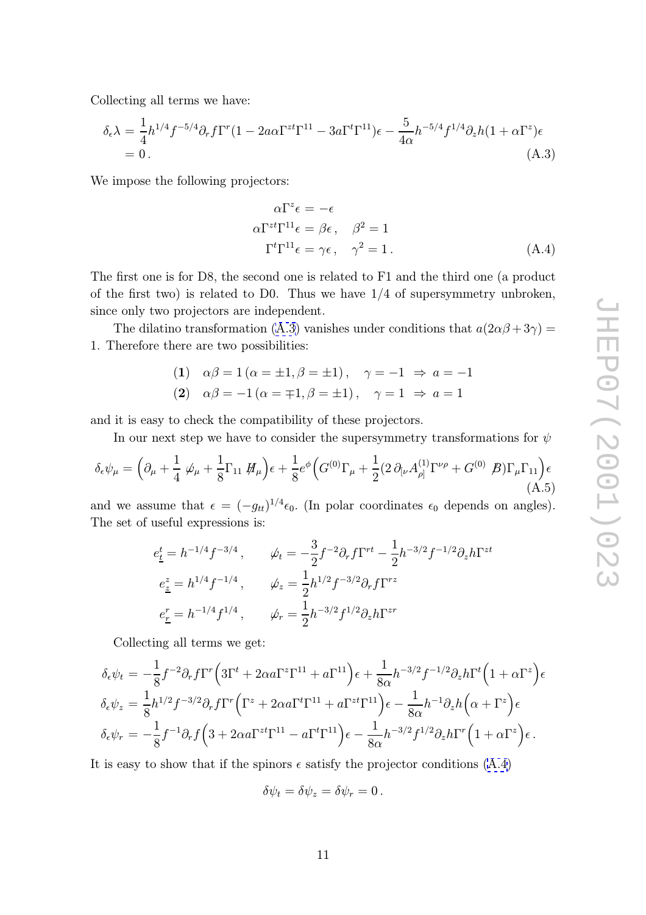Collecting all terms we have:

$$
\begin{aligned}
\delta_\epsilon \lambda &= \frac{1}{4} h^{1/4} f^{-5/4} \partial_r f \Gamma^r (1 - 2a\alpha \Gamma^{zt}\Gamma^{11} - 3a\Gamma^t \Gamma^{11})\epsilon - \frac{5}{4\alpha} h^{-5/4} f^{1/4} \partial_z h (1 + \alpha \Gamma^z)\epsilon \\
&= 0 \,.
\end{aligned} \tag{A.3}
$$

We impose the following projectors:

$$
\begin{aligned}
\alpha \Gamma^z \epsilon &= -\epsilon \\
\alpha \Gamma^{zt}\Gamma^{11}\epsilon &= \beta \epsilon \,, \quad \beta^2 = 1 \\
\Gamma^t \Gamma^{11} \epsilon &= \gamma \epsilon \,, \quad \gamma^2 = 1 \,.
\end{aligned} \tag{A.4}
$$

The first one is for D8, the second one is related to F1 and the third one (a product of the first two) is related to D0. Thus we have 1/4 of supersymmetry unbroken, since only two projectors are independent.

The dilatino transformation (A.3) vanishes under conditions that $a(2\alpha\beta + 3\gamma) = 1$. Therefore there are two possibilities:

$$
\begin{aligned}
&(\mathbf{1}) \quad \alpha\beta = 1 \, (\alpha = \pm 1, \beta = \pm 1) \,, \quad \gamma = -1 \;\Rightarrow\; a = -1 \\
&(\mathbf{2}) \quad \alpha\beta = -1 \, (\alpha = \mp 1, \beta = \pm 1) \,, \quad \gamma = 1 \;\Rightarrow\; a = 1
\end{aligned}
$$

and it is easy to check the compatibility of these projectors.

In our next step we have to consider the supersymmetry transformations for $\psi$

$$
\delta_\epsilon \psi_\mu = \Big( \partial_\mu + \frac{1}{4} \not{\omega}_\mu + \frac{1}{8} \Gamma_{11} \not{H}_\mu \Big)\epsilon + \frac{1}{8} e^\phi \Big( G^{(0)} \Gamma_\mu + \frac{1}{2} (2\, \partial_{[\nu} A^{(1)}_{\rho]} \Gamma^{\nu\rho} + G^{(0)} \not{B}) \Gamma_\mu \Gamma_{11} \Big)\epsilon \tag{A.5}
$$

and we assume that $\epsilon = (-g_{tt})^{1/4}\epsilon_0$. (In polar coordinates $\epsilon_0$ depends on angles). The set of useful expressions is:

$$
\begin{aligned}
e^t_{\underline{t}} &= h^{-1/4} f^{-3/4} \,, & \not{\omega}_t &= -\frac{3}{2} f^{-2} \partial_r f \Gamma^{rt} - \frac{1}{2} h^{-3/2} f^{-1/2} \partial_z h \Gamma^{zt} \\
e^z_{\underline{z}} &= h^{1/4} f^{-1/4} \,, & \not{\omega}_z &= \frac{1}{2} h^{1/2} f^{-3/2} \partial_r f \Gamma^{rz} \\
e^r_{\underline{r}} &= h^{-1/4} f^{1/4} \,, & \not{\omega}_r &= \frac{1}{2} h^{-3/2} f^{1/2} \partial_z h \Gamma^{zr}
\end{aligned}
$$

Collecting all terms we get:

$$
\begin{aligned}
\delta_\epsilon \psi_t &= -\frac{1}{8} f^{-2} \partial_r f \Gamma^r \Big( 3\Gamma^t + 2\alpha a \Gamma^z \Gamma^{11} + a\Gamma^{11} \Big)\epsilon + \frac{1}{8\alpha} h^{-3/2} f^{-1/2} \partial_z h \Gamma^t \Big( 1 + \alpha \Gamma^z \Big)\epsilon \\
\delta_\epsilon \psi_z &= \frac{1}{8} h^{1/2} f^{-3/2} \partial_r f \Gamma^r \Big( \Gamma^z + 2\alpha a \Gamma^t \Gamma^{11} + a \Gamma^{zt}\Gamma^{11} \Big)\epsilon - \frac{1}{8\alpha} h^{-1} \partial_z h \Big( \alpha + \Gamma^z \Big)\epsilon \\
\delta_\epsilon \psi_r &= -\frac{1}{8} f^{-1} \partial_r f \Big( 3 + 2\alpha a \Gamma^{zt}\Gamma^{11} - a\Gamma^t \Gamma^{11} \Big)\epsilon - \frac{1}{8\alpha} h^{-3/2} f^{1/2} \partial_z h \Gamma^r \Big( 1 + \alpha \Gamma^z \Big)\epsilon \,.
\end{aligned}
$$

It is easy to show that if the spinors $\epsilon$ satisfy the projector conditions (A.4)

$$
\delta\psi_t = \delta\psi_z = \delta\psi_r = 0 \,.
$$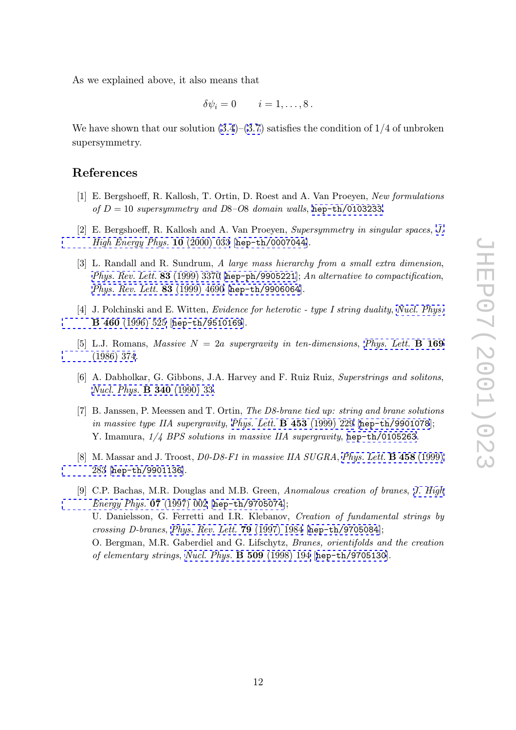As we explained above, it also means that

$$\delta\psi_i = 0 \qquad i = 1, \dots, 8\,.$$

We have shown that our solution (3.4)–(3.7) satisfies the condition of 1/4 of unbroken supersymmetry.

## References

[1] E. Bergshoeff, R. Kallosh, T. Ortin, D. Roest and A. Van Proeyen, *New formulations of $D = 10$ supersymmetry and D8–O8 domain walls*, hep-th/0103233.

[2] E. Bergshoeff, R. Kallosh and A. Van Proeyen, *Supersymmetry in singular spaces*, *J. High Energy Phys.* **10** (2000) 033 [hep-th/0007044].

[3] L. Randall and R. Sundrum, *A large mass hierarchy from a small extra dimension*, *Phys. Rev. Lett.* **83** (1999) 3370 [hep-ph/9905221]; *An alternative to compactification*, *Phys. Rev. Lett.* **83** (1999) 4690 [hep-th/9906064].

[4] J. Polchinski and E. Witten, *Evidence for heterotic - type I string duality*, *Nucl. Phys.* **B 460** (1996) 525 [hep-th/9510169].

[5] L.J. Romans, *Massive $N = 2a$ supergravity in ten-dimensions*, *Phys. Lett.* **B 169** (1986) 374.

[6] A. Dabholkar, G. Gibbons, J.A. Harvey and F. Ruiz Ruiz, *Superstrings and solitons*, *Nucl. Phys.* **B 340** (1990) 33.

[7] B. Janssen, P. Meessen and T. Ortin, *The D8-brane tied up: string and brane solutions in massive type IIA supergravity*, *Phys. Lett.* **B 453** (1999) 229 [hep-th/9901078]; Y. Imamura, *1/4 BPS solutions in massive IIA supergravity*, hep-th/0105263.

[8] M. Massar and J. Troost, *D0-D8-F1 in massive IIA SUGRA*, *Phys. Lett.* **B 458** (1999) 283 [hep-th/9901136].

[9] C.P. Bachas, M.R. Douglas and M.B. Green, *Anomalous creation of branes*, *J. High Energy Phys.* **07** (1997) 002 [hep-th/9705074];
U. Danielsson, G. Ferretti and I.R. Klebanov, *Creation of fundamental strings by crossing D-branes*, *Phys. Rev. Lett.* **79** (1997) 1984 [hep-th/9705084];
O. Bergman, M.R. Gaberdiel and G. Lifschytz, *Branes, orientifolds and the creation of elementary strings*, *Nucl. Phys.* **B 509** (1998) 194 [hep-th/9705130].